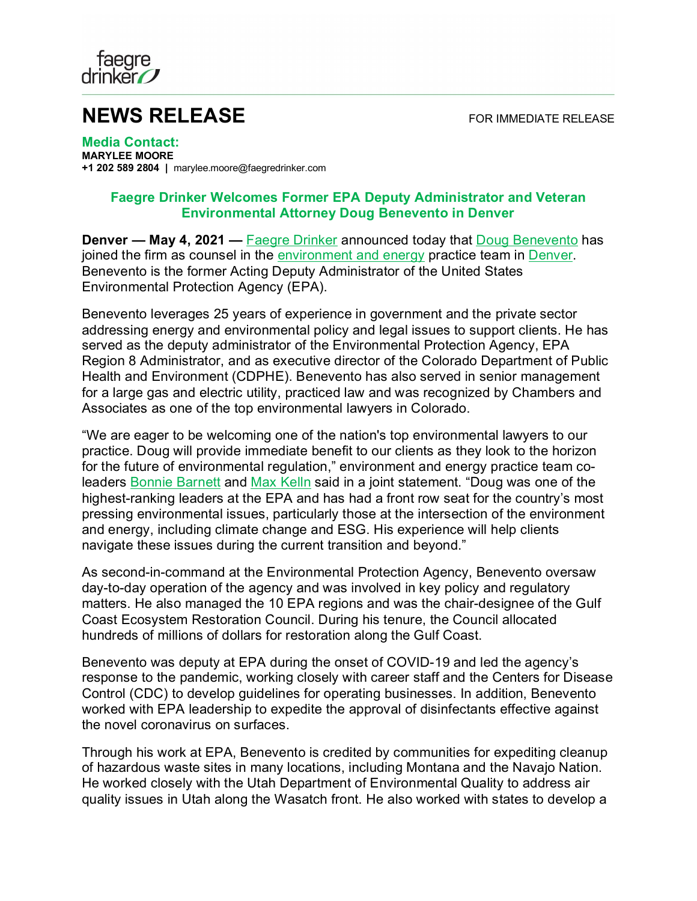faegre drinker

# NEWS RELEASE

FOR IMMEDIATE RELEASE

**Media Contact:**
**MARYLEE MOORE**
**+1 202 589 2804** | marylee.moore@faegredrinker.com

## Faegre Drinker Welcomes Former EPA Deputy Administrator and Veteran Environmental Attorney Doug Benevento in Denver

**Denver — May 4, 2021 —** Faegre Drinker announced today that Doug Benevento has joined the firm as counsel in the environment and energy practice team in Denver. Benevento is the former Acting Deputy Administrator of the United States Environmental Protection Agency (EPA).

Benevento leverages 25 years of experience in government and the private sector addressing energy and environmental policy and legal issues to support clients. He has served as the deputy administrator of the Environmental Protection Agency, EPA Region 8 Administrator, and as executive director of the Colorado Department of Public Health and Environment (CDPHE). Benevento has also served in senior management for a large gas and electric utility, practiced law and was recognized by Chambers and Associates as one of the top environmental lawyers in Colorado.

"We are eager to be welcoming one of the nation's top environmental lawyers to our practice. Doug will provide immediate benefit to our clients as they look to the horizon for the future of environmental regulation," environment and energy practice team co-leaders Bonnie Barnett and Max Kelln said in a joint statement. "Doug was one of the highest-ranking leaders at the EPA and has had a front row seat for the country's most pressing environmental issues, particularly those at the intersection of the environment and energy, including climate change and ESG. His experience will help clients navigate these issues during the current transition and beyond."

As second-in-command at the Environmental Protection Agency, Benevento oversaw day-to-day operation of the agency and was involved in key policy and regulatory matters. He also managed the 10 EPA regions and was the chair-designee of the Gulf Coast Ecosystem Restoration Council. During his tenure, the Council allocated hundreds of millions of dollars for restoration along the Gulf Coast.

Benevento was deputy at EPA during the onset of COVID-19 and led the agency's response to the pandemic, working closely with career staff and the Centers for Disease Control (CDC) to develop guidelines for operating businesses. In addition, Benevento worked with EPA leadership to expedite the approval of disinfectants effective against the novel coronavirus on surfaces.

Through his work at EPA, Benevento is credited by communities for expediting cleanup of hazardous waste sites in many locations, including Montana and the Navajo Nation. He worked closely with the Utah Department of Environmental Quality to address air quality issues in Utah along the Wasatch front. He also worked with states to develop a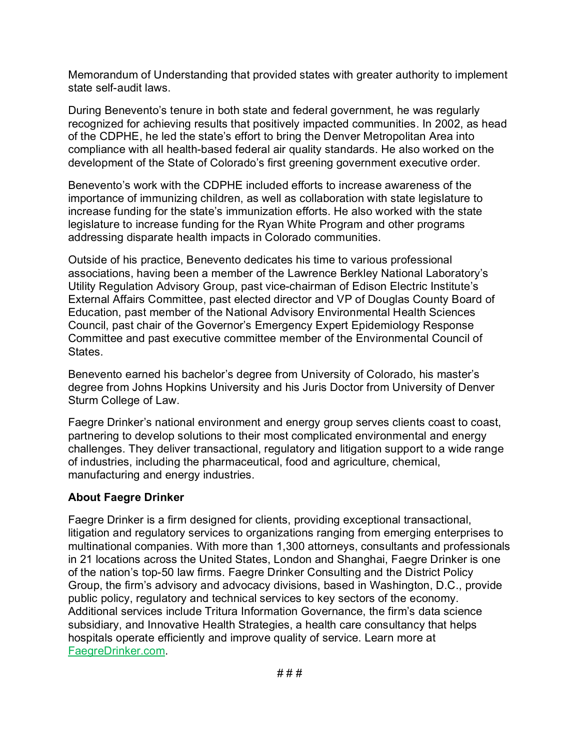Memorandum of Understanding that provided states with greater authority to implement state self-audit laws.

During Benevento's tenure in both state and federal government, he was regularly recognized for achieving results that positively impacted communities. In 2002, as head of the CDPHE, he led the state's effort to bring the Denver Metropolitan Area into compliance with all health-based federal air quality standards. He also worked on the development of the State of Colorado's first greening government executive order.

Benevento's work with the CDPHE included efforts to increase awareness of the importance of immunizing children, as well as collaboration with state legislature to increase funding for the state's immunization efforts. He also worked with the state legislature to increase funding for the Ryan White Program and other programs addressing disparate health impacts in Colorado communities.

Outside of his practice, Benevento dedicates his time to various professional associations, having been a member of the Lawrence Berkley National Laboratory's Utility Regulation Advisory Group, past vice-chairman of Edison Electric Institute's External Affairs Committee, past elected director and VP of Douglas County Board of Education, past member of the National Advisory Environmental Health Sciences Council, past chair of the Governor's Emergency Expert Epidemiology Response Committee and past executive committee member of the Environmental Council of States.

Benevento earned his bachelor's degree from University of Colorado, his master's degree from Johns Hopkins University and his Juris Doctor from University of Denver Sturm College of Law.

Faegre Drinker's national environment and energy group serves clients coast to coast, partnering to develop solutions to their most complicated environmental and energy challenges. They deliver transactional, regulatory and litigation support to a wide range of industries, including the pharmaceutical, food and agriculture, chemical, manufacturing and energy industries.

**About Faegre Drinker**

Faegre Drinker is a firm designed for clients, providing exceptional transactional, litigation and regulatory services to organizations ranging from emerging enterprises to multinational companies. With more than 1,300 attorneys, consultants and professionals in 21 locations across the United States, London and Shanghai, Faegre Drinker is one of the nation's top-50 law firms. Faegre Drinker Consulting and the District Policy Group, the firm's advisory and advocacy divisions, based in Washington, D.C., provide public policy, regulatory and technical services to key sectors of the economy. Additional services include Tritura Information Governance, the firm's data science subsidiary, and Innovative Health Strategies, a health care consultancy that helps hospitals operate efficiently and improve quality of service. Learn more at FaegreDrinker.com.

# # #